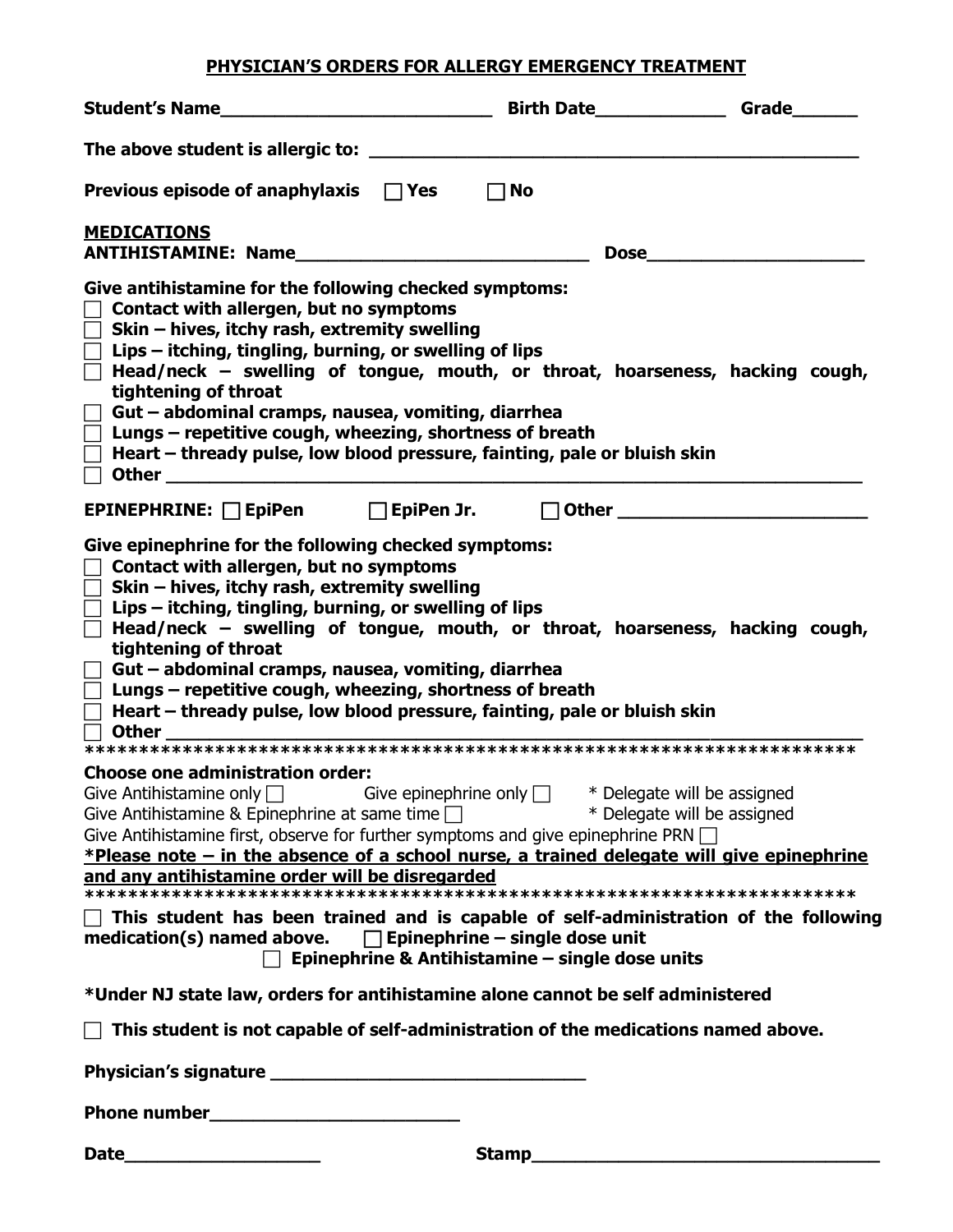# PHYSICIAN'S ORDERS FOR ALLERGY EMERGENCY TREATMENT

**Student's Name**___________________________ **Birth Date**_____________ **Grade**______

**The above student is allergic to:** _________________________________________________

**Previous episode of anaphylaxis** ☐ **Yes** ☐ **No**

**MEDICATIONS**

**ANTIHISTAMINE: Name**_____________________________ **Dose**_____________________

**Give antihistamine for the following checked symptoms:**

- ☐ **Contact with allergen, but no symptoms**
- ☐ **Skin – hives, itchy rash, extremity swelling**
- ☐ **Lips – itching, tingling, burning, or swelling of lips**
- ☐ **Head/neck – swelling of tongue, mouth, or throat, hoarseness, hacking cough, tightening of throat**
- ☐ **Gut – abdominal cramps, nausea, vomiting, diarrhea**
- ☐ **Lungs – repetitive cough, wheezing, shortness of breath**
- ☐ **Heart – thready pulse, low blood pressure, fainting, pale or bluish skin**
- ☐ **Other** ___________________________________________________________________

**EPINEPHRINE:** ☐ **EpiPen** ☐ **EpiPen Jr.** ☐ **Other** ________________________

**Give epinephrine for the following checked symptoms:**

- ☐ **Contact with allergen, but no symptoms**
- ☐ **Skin – hives, itchy rash, extremity swelling**
- ☐ **Lips – itching, tingling, burning, or swelling of lips**
- ☐ **Head/neck – swelling of tongue, mouth, or throat, hoarseness, hacking cough, tightening of throat**
- ☐ **Gut – abdominal cramps, nausea, vomiting, diarrhea**
- ☐ **Lungs – repetitive cough, wheezing, shortness of breath**
- ☐ **Heart – thready pulse, low blood pressure, fainting, pale or bluish skin**
- ☐ **Other** ___________________________________________________________________

************************************************************************

**Choose one administration order:**

Give Antihistamine only ☐ Give epinephrine only ☐ * Delegate will be assigned

Give Antihistamine & Epinephrine at same time ☐ * Delegate will be assigned

Give Antihistamine first, observe for further symptoms and give epinephrine PRN ☐

***Please note – in the absence of a school nurse, a trained delegate will give epinephrine and any antihistamine order will be disregarded**

************************************************************************

☐ **This student has been trained and is capable of self-administration of the following medication(s) named above.** ☐ **Epinephrine – single dose unit**

☐ **Epinephrine & Antihistamine – single dose units**

***Under NJ state law, orders for antihistamine alone cannot be self administered**

☐ **This student is not capable of self-administration of the medications named above.**

**Physician's signature** _______________________________

**Phone number**________________________

**Date**___________________ **Stamp**__________________________________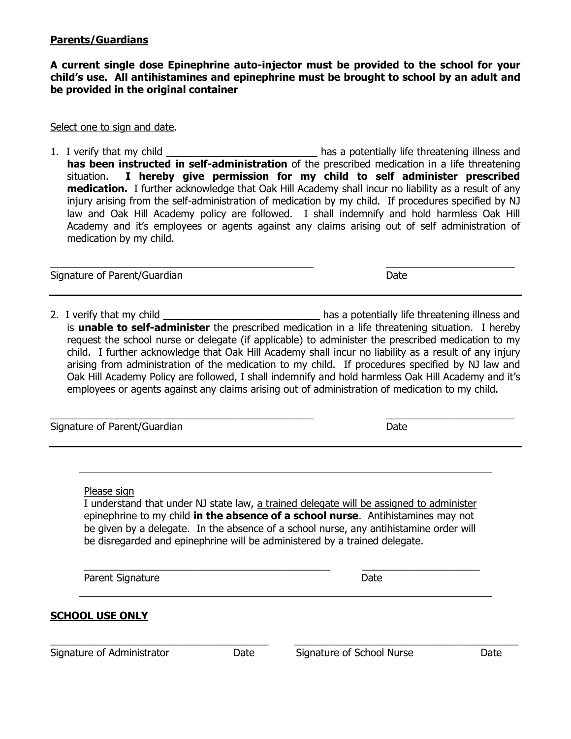**Parents/Guardians**

**A current single dose Epinephrine auto-injector must be provided to the school for your child's use. All antihistamines and epinephrine must be brought to school by an adult and be provided in the original container**

Select one to sign and date.

1. I verify that my child ___________________________ has a potentially life threatening illness and **has been instructed in self-administration** of the prescribed medication in a life threatening situation. **I hereby give permission for my child to self administer prescribed medication.** I further acknowledge that Oak Hill Academy shall incur no liability as a result of any injury arising from the self-administration of medication by my child. If procedures specified by NJ law and Oak Hill Academy policy are followed. I shall indemnify and hold harmless Oak Hill Academy and it's employees or agents against any claims arising out of self administration of medication by my child.

_______________________________________________ ______________________

Signature of Parent/Guardian Date

---

2. I verify that my child ____________________________ has a potentially life threatening illness and is **unable to self-administer** the prescribed medication in a life threatening situation. I hereby request the school nurse or delegate (if applicable) to administer the prescribed medication to my child. I further acknowledge that Oak Hill Academy shall incur no liability as a result of any injury arising from administration of the medication to my child. If procedures specified by NJ law and Oak Hill Academy Policy are followed, I shall indemnify and hold harmless Oak Hill Academy and it's employees or agents against any claims arising out of administration of medication to my child.

_______________________________________________ ______________________

Signature of Parent/Guardian Date

---

Please sign

I understand that under NJ state law, a trained delegate will be assigned to administer epinephrine to my child **in the absence of a school nurse**. Antihistamines may not be given by a delegate. In the absence of a school nurse, any antihistamine order will be disregarded and epinephrine will be administered by a trained delegate.

___________________________________________ ____________________

Parent Signature Date

**SCHOOL USE ONLY**

________________________________________ ________________________________________

Signature of Administrator Date Signature of School Nurse Date